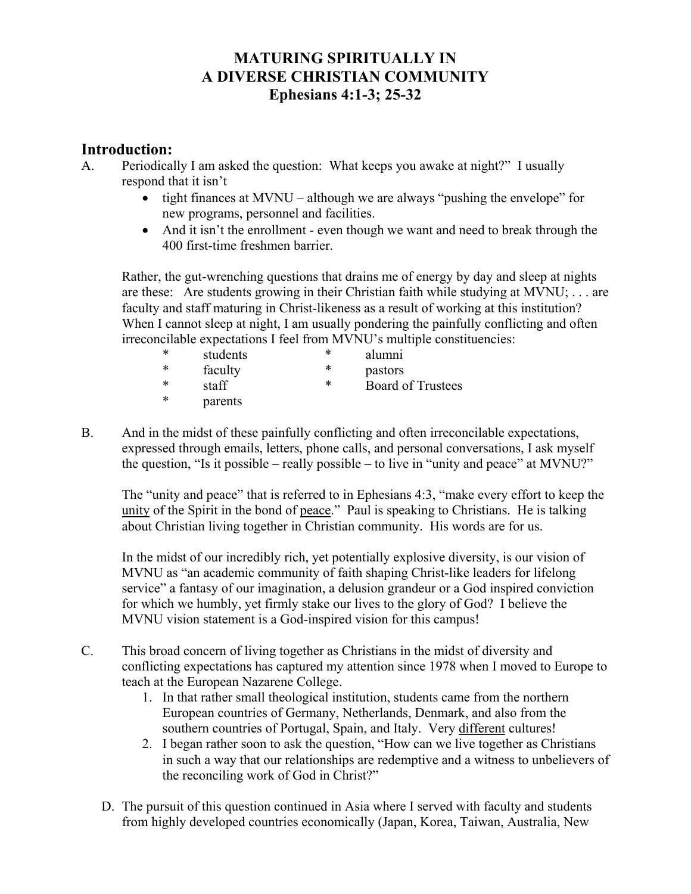# MATURING SPIRITUALLY IN
# A DIVERSE CHRISTIAN COMMUNITY
# Ephesians 4:1-3; 25-32

## Introduction:

A. Periodically I am asked the question: What keeps you awake at night?" I usually respond that it isn't

- tight finances at MVNU – although we are always "pushing the envelope" for new programs, personnel and facilities.
- And it isn't the enrollment - even though we want and need to break through the 400 first-time freshmen barrier.

Rather, the gut-wrenching questions that drains me of energy by day and sleep at nights are these: Are students growing in their Christian faith while studying at MVNU; . . . are faculty and staff maturing in Christ-likeness as a result of working at this institution? When I cannot sleep at night, I am usually pondering the painfully conflicting and often irreconcilable expectations I feel from MVNU's multiple constituencies:

| | |
|---|---|
| * students | * alumni |
| * faculty | * pastors |
| * staff | * Board of Trustees |
| * parents | |

B. And in the midst of these painfully conflicting and often irreconcilable expectations, expressed through emails, letters, phone calls, and personal conversations, I ask myself the question, "Is it possible – really possible – to live in "unity and peace" at MVNU?"

The "unity and peace" that is referred to in Ephesians 4:3, "make every effort to keep the <u>unity</u> of the Spirit in the bond of <u>peace</u>." Paul is speaking to Christians. He is talking about Christian living together in Christian community. His words are for us.

In the midst of our incredibly rich, yet potentially explosive diversity, is our vision of MVNU as "an academic community of faith shaping Christ-like leaders for lifelong service" a fantasy of our imagination, a delusion grandeur or a God inspired conviction for which we humbly, yet firmly stake our lives to the glory of God? I believe the MVNU vision statement is a God-inspired vision for this campus!

C. This broad concern of living together as Christians in the midst of diversity and conflicting expectations has captured my attention since 1978 when I moved to Europe to teach at the European Nazarene College.

1. In that rather small theological institution, students came from the northern European countries of Germany, Netherlands, Denmark, and also from the southern countries of Portugal, Spain, and Italy. Very <u>different</u> cultures!
2. I began rather soon to ask the question, "How can we live together as Christians in such a way that our relationships are redemptive and a witness to unbelievers of the reconciling work of God in Christ?"

D. The pursuit of this question continued in Asia where I served with faculty and students from highly developed countries economically (Japan, Korea, Taiwan, Australia, New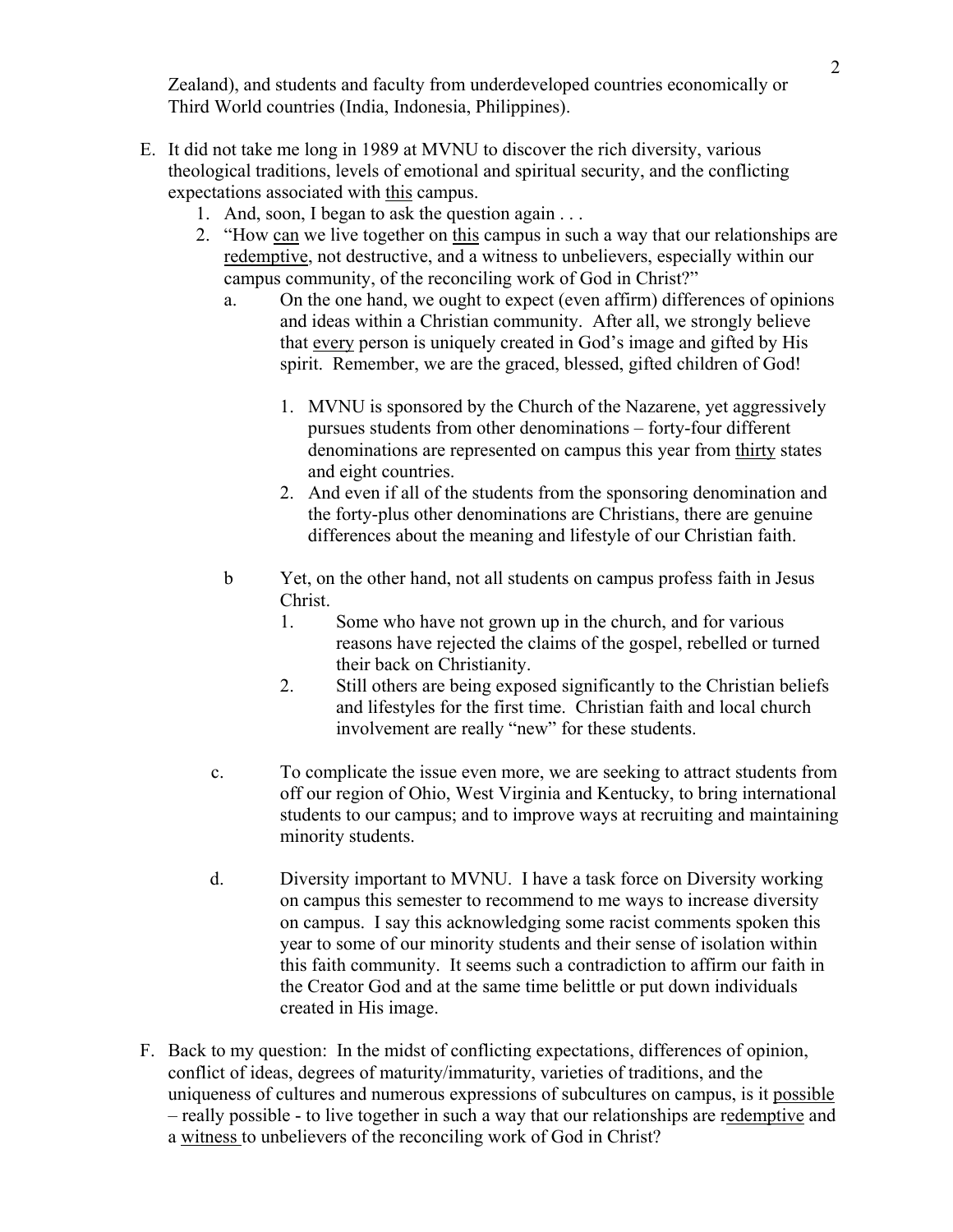Zealand), and students and faculty from underdeveloped countries economically or Third World countries (India, Indonesia, Philippines).

E. It did not take me long in 1989 at MVNU to discover the rich diversity, various theological traditions, levels of emotional and spiritual security, and the conflicting expectations associated with <u>this</u> campus.
   1. And, soon, I began to ask the question again . . .
   2. "How <u>can</u> we live together on <u>this</u> campus in such a way that our relationships are <u>redemptive</u>, not destructive, and a witness to unbelievers, especially within our campus community, of the reconciling work of God in Christ?"
      a. On the one hand, we ought to expect (even affirm) differences of opinions and ideas within a Christian community. After all, we strongly believe that <u>every</u> person is uniquely created in God's image and gifted by His spirit. Remember, we are the graced, blessed, gifted children of God!
         1. MVNU is sponsored by the Church of the Nazarene, yet aggressively pursues students from other denominations – forty-four different denominations are represented on campus this year from <u>thirty</u> states and eight countries.
         2. And even if all of the students from the sponsoring denomination and the forty-plus other denominations are Christians, there are genuine differences about the meaning and lifestyle of our Christian faith.
      b Yet, on the other hand, not all students on campus profess faith in Jesus Christ.
         1. Some who have not grown up in the church, and for various reasons have rejected the claims of the gospel, rebelled or turned their back on Christianity.
         2. Still others are being exposed significantly to the Christian beliefs and lifestyles for the first time. Christian faith and local church involvement are really "new" for these students.
      c. To complicate the issue even more, we are seeking to attract students from off our region of Ohio, West Virginia and Kentucky, to bring international students to our campus; and to improve ways at recruiting and maintaining minority students.
      d. Diversity important to MVNU. I have a task force on Diversity working on campus this semester to recommend to me ways to increase diversity on campus. I say this acknowledging some racist comments spoken this year to some of our minority students and their sense of isolation within this faith community. It seems such a contradiction to affirm our faith in the Creator God and at the same time belittle or put down individuals created in His image.

F. Back to my question: In the midst of conflicting expectations, differences of opinion, conflict of ideas, degrees of maturity/immaturity, varieties of traditions, and the uniqueness of cultures and numerous expressions of subcultures on campus, is it <u>possible</u> – really possible - to live together in such a way that our relationships are <u>redemptive</u> and a <u>witness</u> to unbelievers of the reconciling work of God in Christ?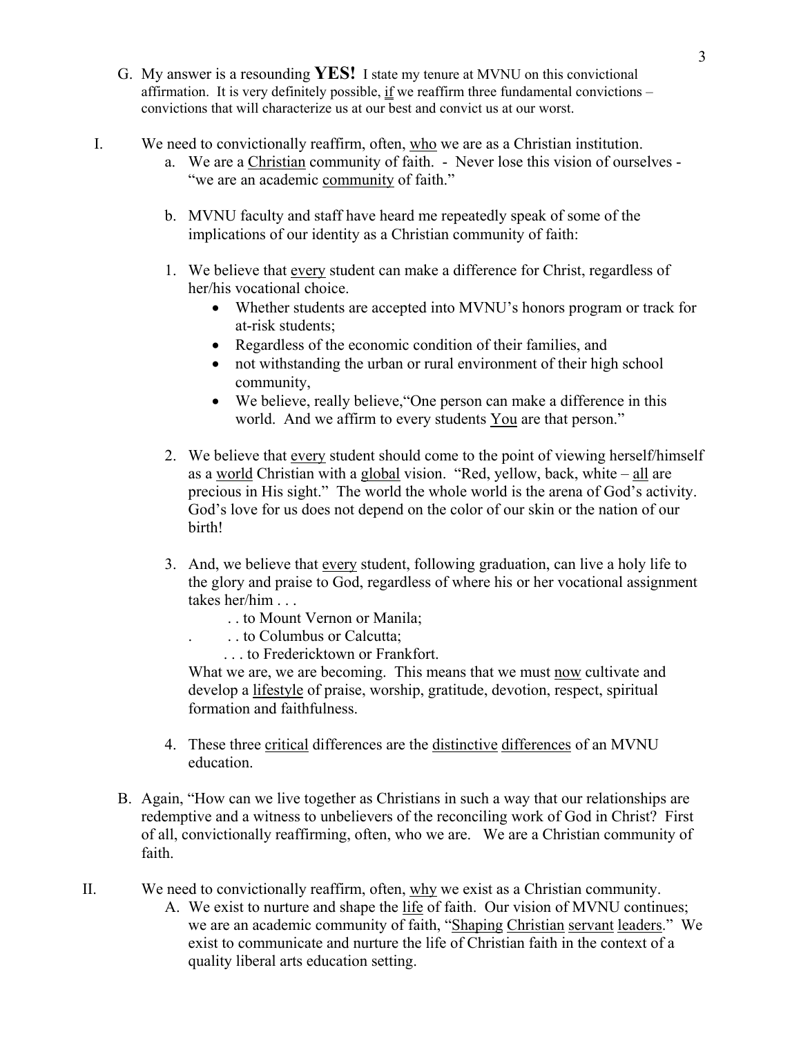G. My answer is a resounding **YES!** I state my tenure at MVNU on this convictional affirmation. It is very definitely possible, if we reaffirm three fundamental convictions – convictions that will characterize us at our best and convict us at our worst.

I. We need to convictionally reaffirm, often, who we are as a Christian institution.

   a. We are a Christian community of faith. - Never lose this vision of ourselves - "we are an academic community of faith."

   b. MVNU faculty and staff have heard me repeatedly speak of some of the implications of our identity as a Christian community of faith:

   1. We believe that every student can make a difference for Christ, regardless of her/his vocational choice.
      - Whether students are accepted into MVNU's honors program or track for at-risk students;
      - Regardless of the economic condition of their families, and
      - not withstanding the urban or rural environment of their high school community,
      - We believe, really believe,"One person can make a difference in this world. And we affirm to every students You are that person."

   2. We believe that every student should come to the point of viewing herself/himself as a world Christian with a global vision. "Red, yellow, back, white – all are precious in His sight." The world the whole world is the arena of God's activity. God's love for us does not depend on the color of our skin or the nation of our birth!

   3. And, we believe that every student, following graduation, can live a holy life to the glory and praise to God, regardless of where his or her vocational assignment takes her/him . . .

      . . to Mount Vernon or Manila;

      . . . to Columbus or Calcutta;

      . . . to Fredericktown or Frankfort.

      What we are, we are becoming. This means that we must now cultivate and develop a lifestyle of praise, worship, gratitude, devotion, respect, spiritual formation and faithfulness.

   4. These three critical differences are the distinctive differences of an MVNU education.

B. Again, "How can we live together as Christians in such a way that our relationships are redemptive and a witness to unbelievers of the reconciling work of God in Christ? First of all, convictionally reaffirming, often, who we are. We are a Christian community of faith.

II. We need to convictionally reaffirm, often, why we exist as a Christian community.

   A. We exist to nurture and shape the life of faith. Our vision of MVNU continues; we are an academic community of faith, "Shaping Christian servant leaders." We exist to communicate and nurture the life of Christian faith in the context of a quality liberal arts education setting.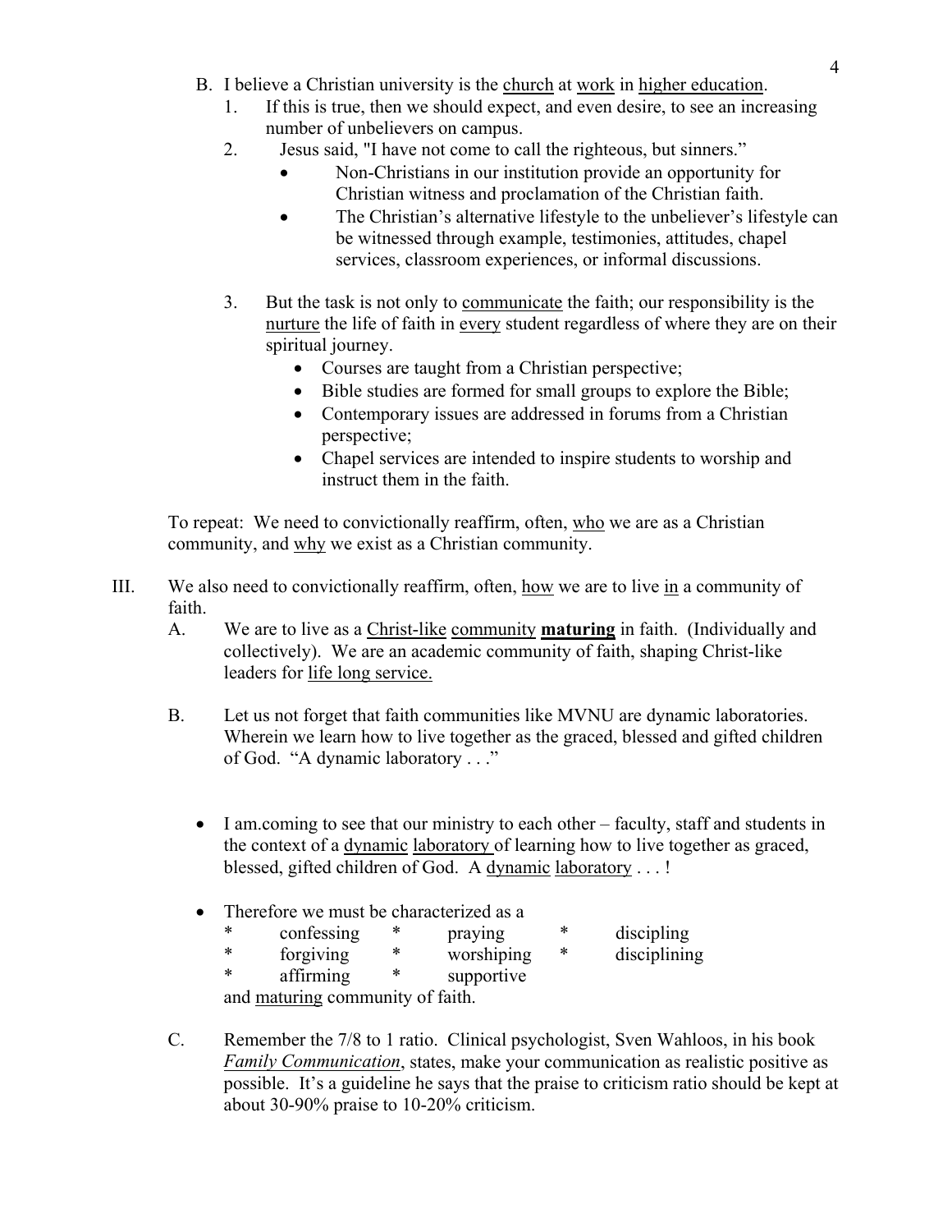B. I believe a Christian university is the <u>church</u> at <u>work</u> in <u>higher education</u>.

1. If this is true, then we should expect, and even desire, to see an increasing number of unbelievers on campus.
2. Jesus said, "I have not come to call the righteous, but sinners."
   - Non-Christians in our institution provide an opportunity for Christian witness and proclamation of the Christian faith.
   - The Christian's alternative lifestyle to the unbeliever's lifestyle can be witnessed through example, testimonies, attitudes, chapel services, classroom experiences, or informal discussions.
3. But the task is not only to <u>communicate</u> the faith; our responsibility is the <u>nurture</u> the life of faith in <u>every</u> student regardless of where they are on their spiritual journey.
   - Courses are taught from a Christian perspective;
   - Bible studies are formed for small groups to explore the Bible;
   - Contemporary issues are addressed in forums from a Christian perspective;
   - Chapel services are intended to inspire students to worship and instruct them in the faith.

To repeat: We need to convictionally reaffirm, often, <u>who</u> we are as a Christian community, and <u>why</u> we exist as a Christian community.

III. We also need to convictionally reaffirm, often, <u>how</u> we are to live <u>in</u> a community of faith.

A. We are to live as a <u>Christ-like</u> <u>community</u> <u>**maturing**</u> in faith. (Individually and collectively). We are an academic community of faith, shaping Christ-like leaders for <u>life long service.</u>

B. Let us not forget that faith communities like MVNU are dynamic laboratories. Wherein we learn how to live together as the graced, blessed and gifted children of God. "A dynamic laboratory . . ."

- I am.coming to see that our ministry to each other – faculty, staff and students in the context of a <u>dynamic</u> <u>laboratory</u> of learning how to live together as graced, blessed, gifted children of God. A <u>dynamic</u> <u>laboratory</u> . . . !
- Therefore we must be characterized as a

  | | | |
  |---|---|---|
  | * confessing | * praying | * discipling |
  | * forgiving | * worshiping | * disciplining |
  | * affirming | * supportive | |

  and <u>maturing</u> community of faith.

C. Remember the 7/8 to 1 ratio. Clinical psychologist, Sven Wahloos, in his book <u>*Family Communication*</u>, states, make your communication as realistic positive as possible. It's a guideline he says that the praise to criticism ratio should be kept at about 30-90% praise to 10-20% criticism.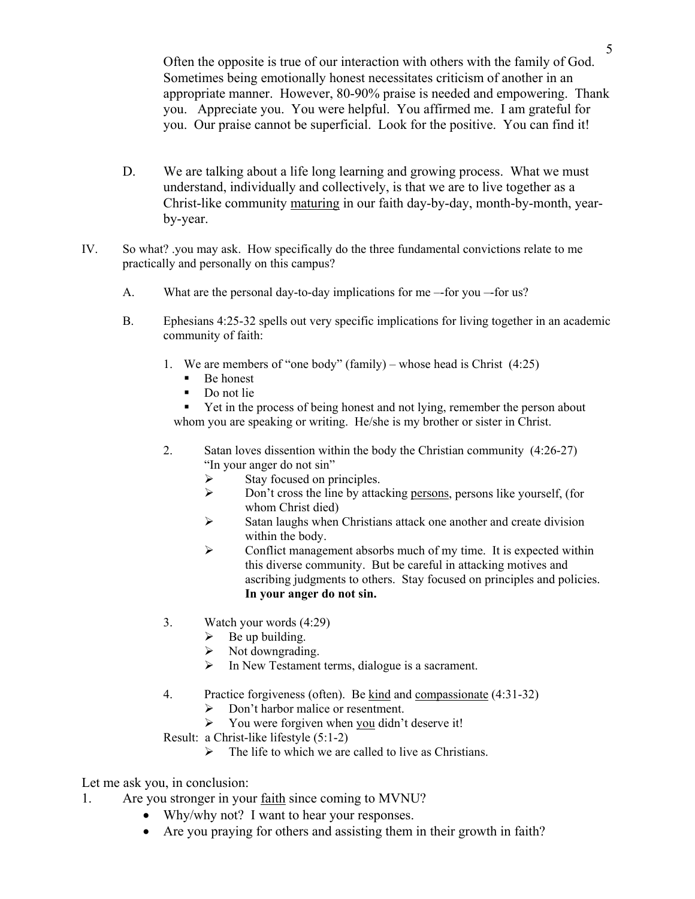Often the opposite is true of our interaction with others with the family of God. Sometimes being emotionally honest necessitates criticism of another in an appropriate manner. However, 80-90% praise is needed and empowering. Thank you. Appreciate you. You were helpful. You affirmed me. I am grateful for you. Our praise cannot be superficial. Look for the positive. You can find it!

D. We are talking about a life long learning and growing process. What we must understand, individually and collectively, is that we are to live together as a Christ-like community <u>maturing</u> in our faith day-by-day, month-by-month, year-by-year.

IV. So what? .you may ask. How specifically do the three fundamental convictions relate to me practically and personally on this campus?

A. What are the personal day-to-day implications for me –-for you –-for us?

B. Ephesians 4:25-32 spells out very specific implications for living together in an academic community of faith:

1. We are members of "one body" (family) – whose head is Christ (4:25)
   - Be honest
   - Do not lie
   - Yet in the process of being honest and not lying, remember the person about whom you are speaking or writing. He/she is my brother or sister in Christ.

2. Satan loves dissention within the body the Christian community (4:26-27) "In your anger do not sin"
   - Stay focused on principles.
   - Don't cross the line by attacking <u>persons</u>, persons like yourself, (for whom Christ died)
   - Satan laughs when Christians attack one another and create division within the body.
   - Conflict management absorbs much of my time. It is expected within this diverse community. But be careful in attacking motives and ascribing judgments to others. Stay focused on principles and policies. **In your anger do not sin.**

3. Watch your words (4:29)
   - Be up building.
   - Not downgrading.
   - In New Testament terms, dialogue is a sacrament.

4. Practice forgiveness (often). Be <u>kind</u> and <u>compassionate</u> (4:31-32)
   - Don't harbor malice or resentment.
   - You were forgiven when <u>you</u> didn't deserve it!

Result: a Christ-like lifestyle (5:1-2)
   - The life to which we are called to live as Christians.

Let me ask you, in conclusion:

1. Are you stronger in your <u>faith</u> since coming to MVNU?
   - Why/why not? I want to hear your responses.
   - Are you praying for others and assisting them in their growth in faith?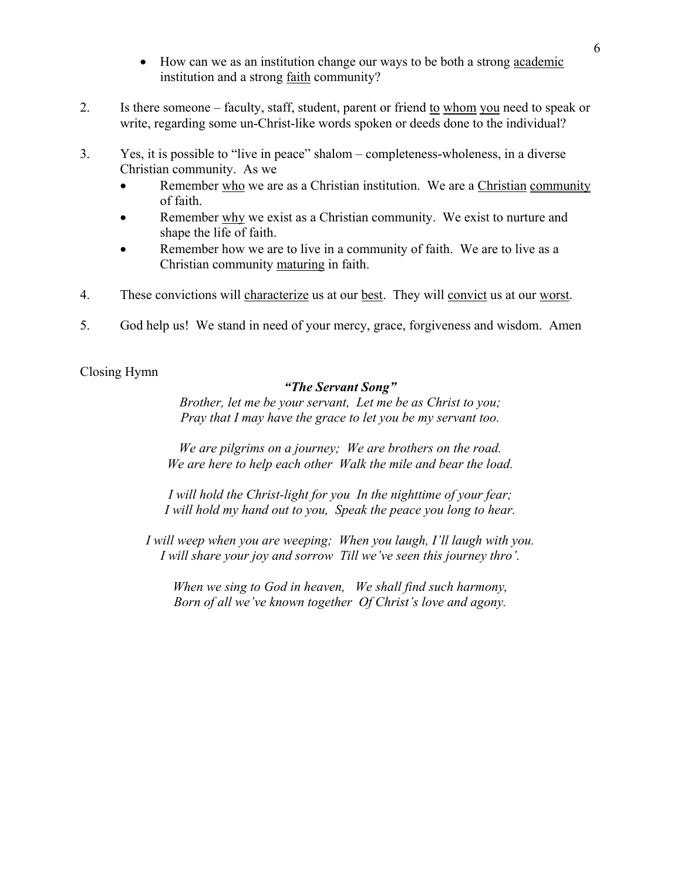- How can we as an institution change our ways to be both a strong academic institution and a strong faith community?

2. Is there someone – faculty, staff, student, parent or friend to whom you need to speak or write, regarding some un-Christ-like words spoken or deeds done to the individual?

3. Yes, it is possible to "live in peace" shalom – completeness-wholeness, in a diverse Christian community. As we
   - Remember who we are as a Christian institution. We are a Christian community of faith.
   - Remember why we exist as a Christian community. We exist to nurture and shape the life of faith.
   - Remember how we are to live in a community of faith. We are to live as a Christian community maturing in faith.

4. These convictions will characterize us at our best. They will convict us at our worst.

5. God help us! We stand in need of your mercy, grace, forgiveness and wisdom. Amen

Closing Hymn

***"The Servant Song"***

*Brother, let me be your servant, Let me be as Christ to you;*
*Pray that I may have the grace to let you be my servant too.*

*We are pilgrims on a journey; We are brothers on the road.*
*We are here to help each other Walk the mile and bear the load.*

*I will hold the Christ-light for you In the nighttime of your fear;*
*I will hold my hand out to you, Speak the peace you long to hear.*

*I will weep when you are weeping; When you laugh, I'll laugh with you.*
*I will share your joy and sorrow Till we've seen this journey thro'.*

*When we sing to God in heaven, We shall find such harmony,*
*Born of all we've known together Of Christ's love and agony.*